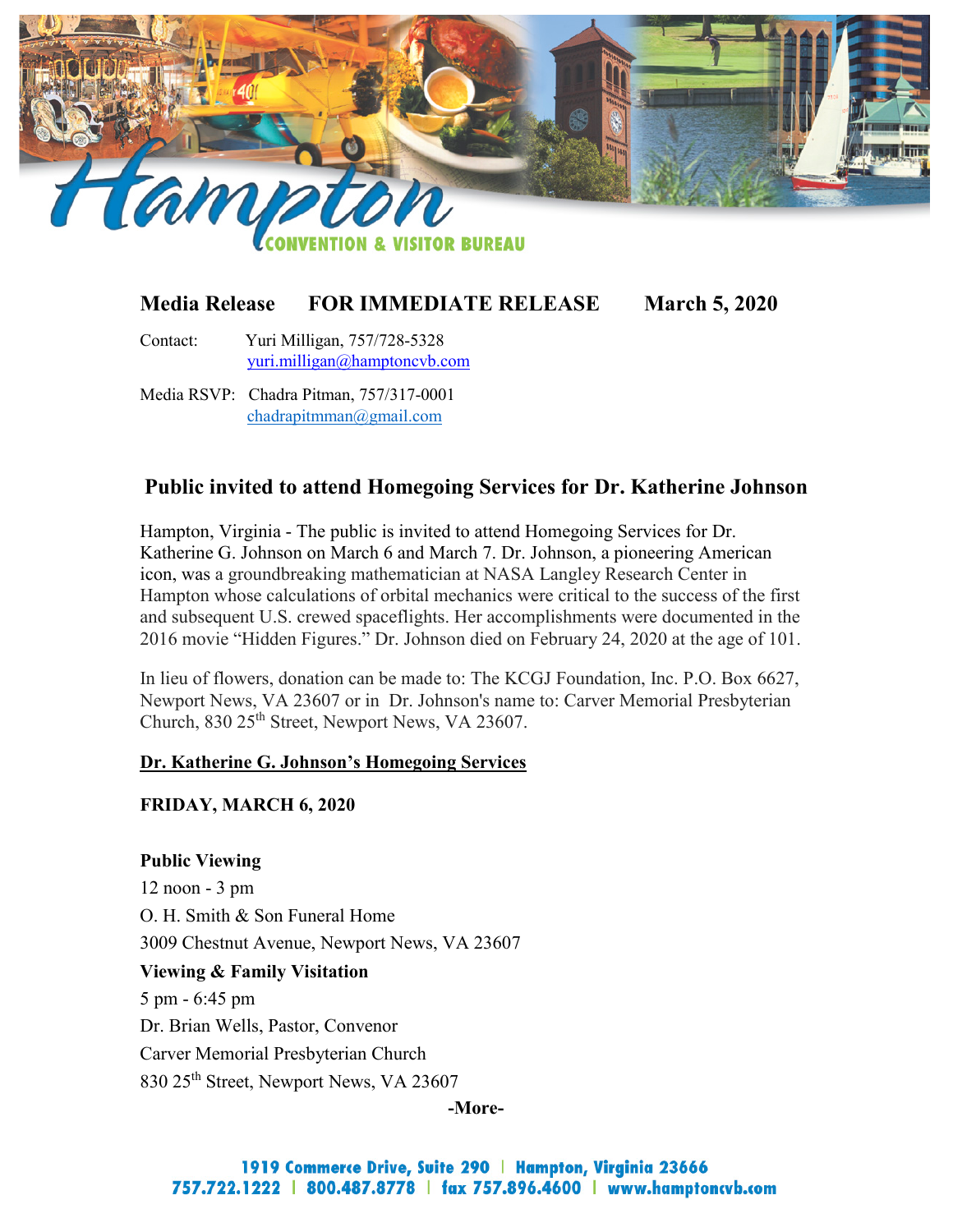**Media Release FOR IMMEDIATE RELEASE March 5, 2020**

Contact: Yuri Milligan, 757/728-5328
yuri.milligan@hamptoncvb.com

Media RSVP: Chadra Pitman, 757/317-0001
chadrapitmman@gmail.com

## Public invited to attend Homegoing Services for Dr. Katherine Johnson

Hampton, Virginia - The public is invited to attend Homegoing Services for Dr. Katherine G. Johnson on March 6 and March 7. Dr. Johnson, a pioneering American icon, was a groundbreaking mathematician at NASA Langley Research Center in Hampton whose calculations of orbital mechanics were critical to the success of the first and subsequent U.S. crewed spaceflights. Her accomplishments were documented in the 2016 movie "Hidden Figures." Dr. Johnson died on February 24, 2020 at the age of 101.

In lieu of flowers, donation can be made to: The KCGJ Foundation, Inc. P.O. Box 6627, Newport News, VA 23607 or in Dr. Johnson's name to: Carver Memorial Presbyterian Church, 830 25th Street, Newport News, VA 23607.

**Dr. Katherine G. Johnson's Homegoing Services**

**FRIDAY, MARCH 6, 2020**

**Public Viewing**
12 noon - 3 pm
O. H. Smith & Son Funeral Home
3009 Chestnut Avenue, Newport News, VA 23607

**Viewing & Family Visitation**
5 pm - 6:45 pm
Dr. Brian Wells, Pastor, Convenor
Carver Memorial Presbyterian Church
830 25th Street, Newport News, VA 23607

**-More-**

1919 Commerce Drive, Suite 290 | Hampton, Virginia 23666
757.722.1222 | 800.487.8778 | fax 757.896.4600 | www.hamptoncvb.com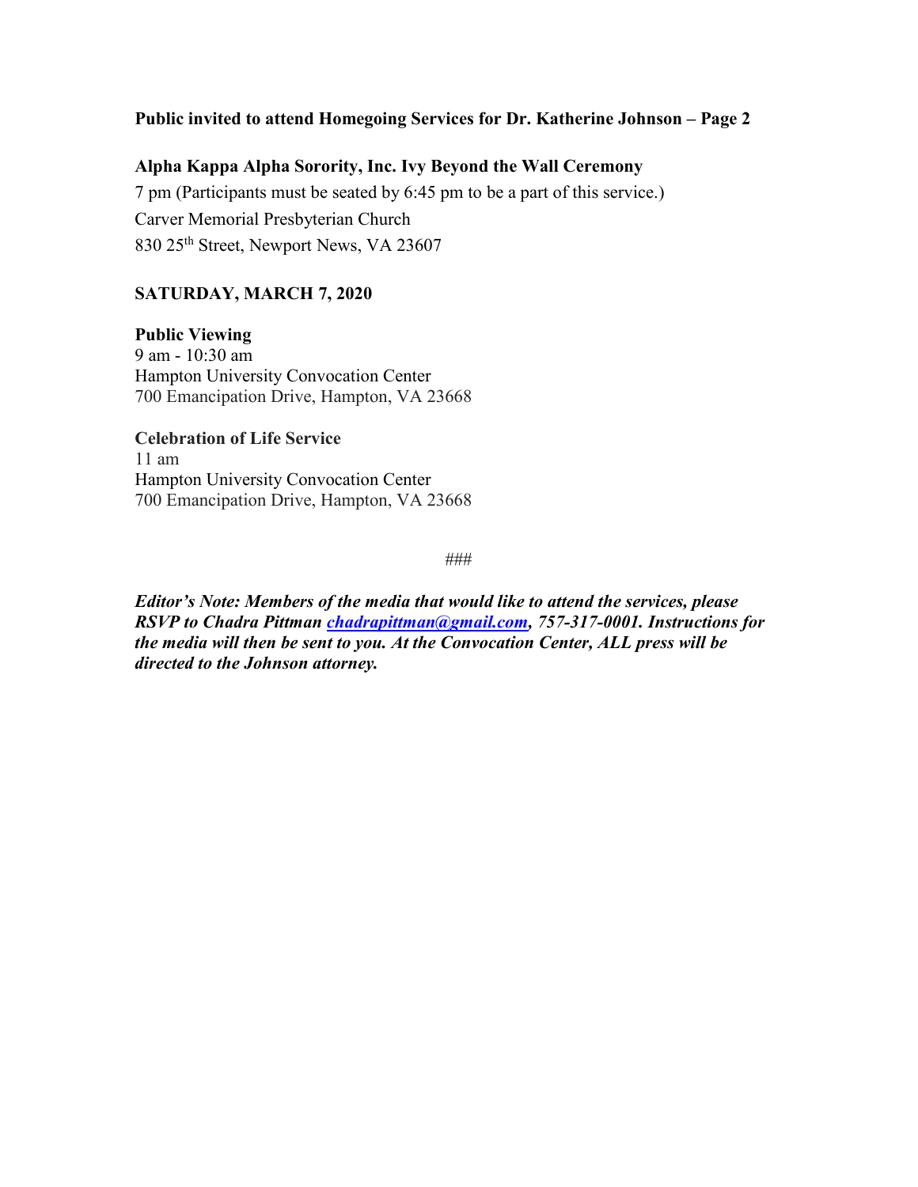**Public invited to attend Homegoing Services for Dr. Katherine Johnson – Page 2**

**Alpha Kappa Alpha Sorority, Inc. Ivy Beyond the Wall Ceremony**

7 pm (Participants must be seated by 6:45 pm to be a part of this service.)

Carver Memorial Presbyterian Church

830 25th Street, Newport News, VA 23607

**SATURDAY, MARCH 7, 2020**

**Public Viewing**
9 am - 10:30 am
Hampton University Convocation Center
700 Emancipation Drive, Hampton, VA 23668

**Celebration of Life Service**
11 am
Hampton University Convocation Center
700 Emancipation Drive, Hampton, VA 23668

###

***Editor's Note: Members of the media that would like to attend the services, please RSVP to Chadra Pittman chadrapittman@gmail.com, 757-317-0001. Instructions for the media will then be sent to you. At the Convocation Center, ALL press will be directed to the Johnson attorney.***